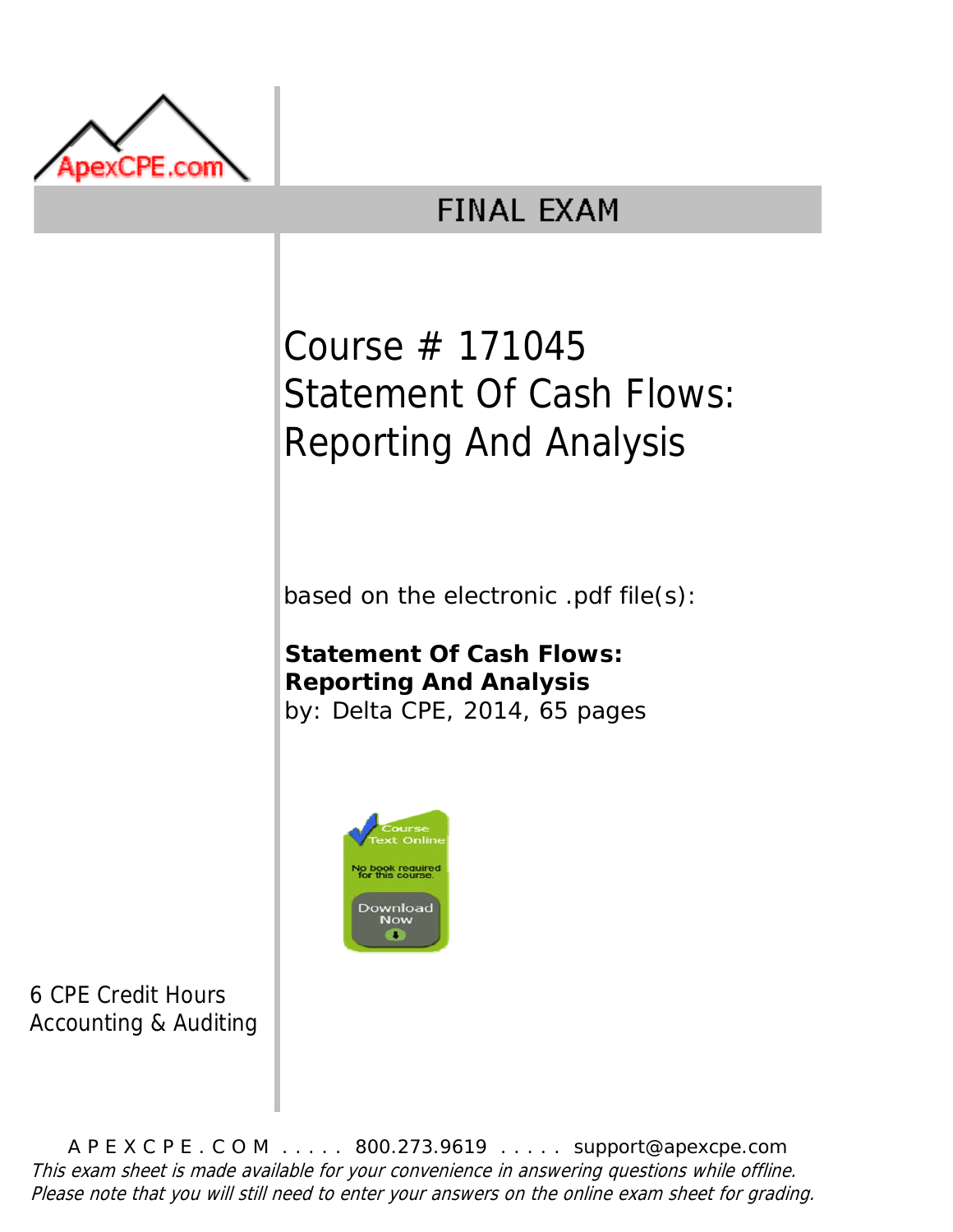ApexCPE.com

# FINAL EXAM

## Course # 171045
## Statement Of Cash Flows: Reporting And Analysis

based on the electronic .pdf file(s):

**Statement Of Cash Flows: Reporting And Analysis**
by: Delta CPE, 2014, 65 pages

Course Text Online
No book required for this course.
Download Now

6 CPE Credit Hours
Accounting & Auditing

A P E X C P E . C O M . . . . . 800.273.9619 . . . . . support@apexcpe.com

*This exam sheet is made available for your convenience in answering questions while offline. Please note that you will still need to enter your answers on the online exam sheet for grading.*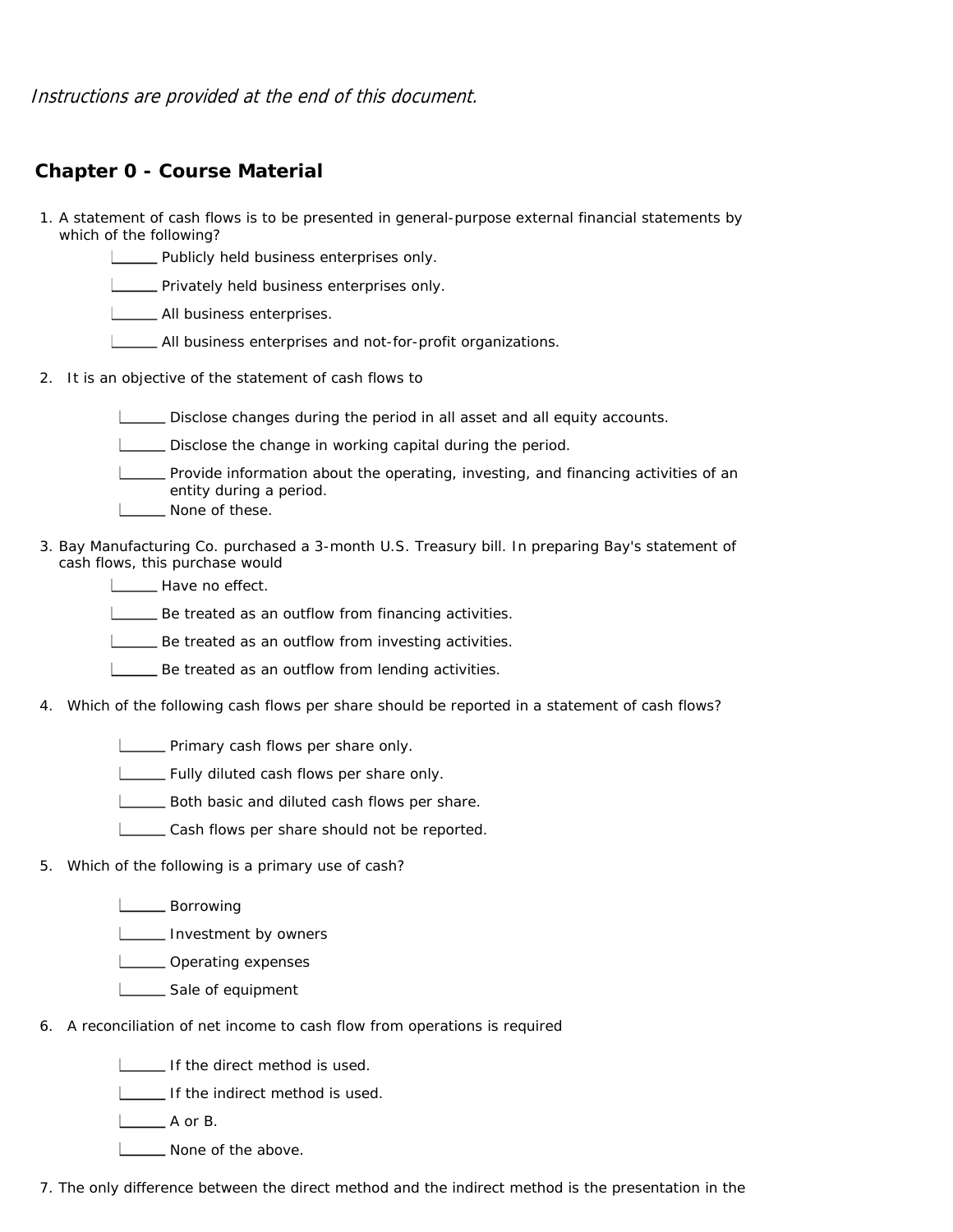*Instructions are provided at the end of this document.*

## Chapter 0 - Course Material

1. A statement of cash flows is to be presented in general-purpose external financial statements by which of the following?
   - ______ Publicly held business enterprises only.
   - ______ Privately held business enterprises only.
   - ______ All business enterprises.
   - ______ All business enterprises and not-for-profit organizations.

2. It is an objective of the statement of cash flows to
   - ______ Disclose changes during the period in all asset and all equity accounts.
   - ______ Disclose the change in working capital during the period.
   - ______ Provide information about the operating, investing, and financing activities of an entity during a period.
   - ______ None of these.

3. Bay Manufacturing Co. purchased a 3-month U.S. Treasury bill. In preparing Bay's statement of cash flows, this purchase would
   - ______ Have no effect.
   - ______ Be treated as an outflow from financing activities.
   - ______ Be treated as an outflow from investing activities.
   - ______ Be treated as an outflow from lending activities.

4. Which of the following cash flows per share should be reported in a statement of cash flows?
   - ______ Primary cash flows per share only.
   - ______ Fully diluted cash flows per share only.
   - ______ Both basic and diluted cash flows per share.
   - ______ Cash flows per share should not be reported.

5. Which of the following is a primary use of cash?
   - ______ Borrowing
   - ______ Investment by owners
   - ______ Operating expenses
   - ______ Sale of equipment

6. A reconciliation of net income to cash flow from operations is required
   - ______ If the direct method is used.
   - ______ If the indirect method is used.
   - ______ A or B.
   - ______ None of the above.

7. The only difference between the direct method and the indirect method is the presentation in the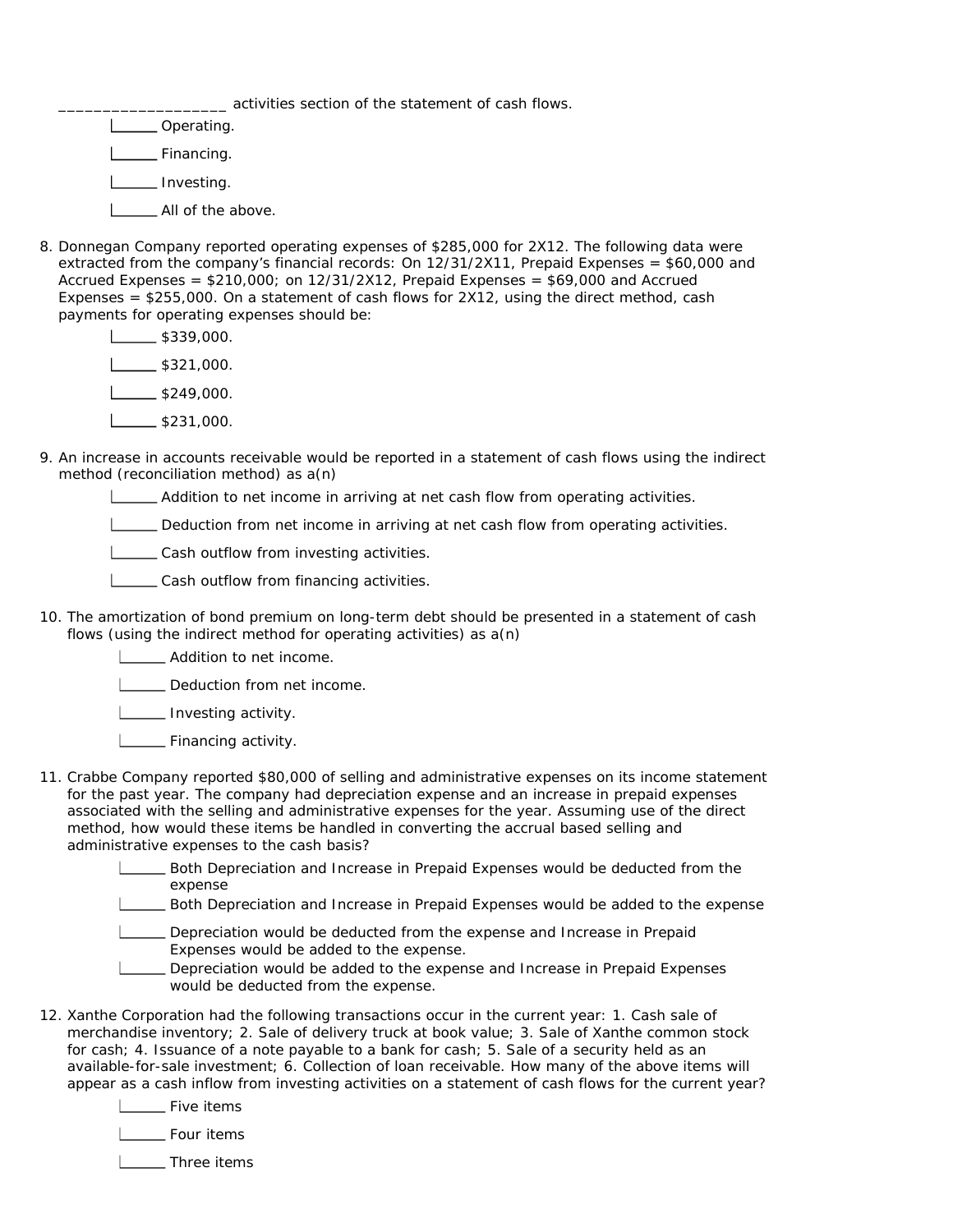___________________ activities section of the statement of cash flows.

- ______ Operating.
- ______ Financing.
- ______ Investing.
- ______ All of the above.

8. Donnegan Company reported operating expenses of $285,000 for 2X12. The following data were extracted from the company's financial records: On 12/31/2X11, Prepaid Expenses = $60,000 and Accrued Expenses = $210,000; on 12/31/2X12, Prepaid Expenses = $69,000 and Accrued Expenses = $255,000. On a statement of cash flows for 2X12, using the direct method, cash payments for operating expenses should be:

   - ______ $339,000.
   - ______ $321,000.
   - ______ $249,000.
   - ______ $231,000.

9. An increase in accounts receivable would be reported in a statement of cash flows using the indirect method (reconciliation method) as a(n)

   - ______ Addition to net income in arriving at net cash flow from operating activities.
   - ______ Deduction from net income in arriving at net cash flow from operating activities.
   - ______ Cash outflow from investing activities.
   - ______ Cash outflow from financing activities.

10. The amortization of bond premium on long-term debt should be presented in a statement of cash flows (using the indirect method for operating activities) as a(n)

    - ______ Addition to net income.
    - ______ Deduction from net income.
    - ______ Investing activity.
    - ______ Financing activity.

11. Crabbe Company reported $80,000 of selling and administrative expenses on its income statement for the past year. The company had depreciation expense and an increase in prepaid expenses associated with the selling and administrative expenses for the year. Assuming use of the direct method, how would these items be handled in converting the accrual based selling and administrative expenses to the cash basis?

    - ______ Both Depreciation and Increase in Prepaid Expenses would be deducted from the expense
    - ______ Both Depreciation and Increase in Prepaid Expenses would be added to the expense
    - ______ Depreciation would be deducted from the expense and Increase in Prepaid Expenses would be added to the expense.
    - ______ Depreciation would be added to the expense and Increase in Prepaid Expenses would be deducted from the expense.

12. Xanthe Corporation had the following transactions occur in the current year: 1. Cash sale of merchandise inventory; 2. Sale of delivery truck at book value; 3. Sale of Xanthe common stock for cash; 4. Issuance of a note payable to a bank for cash; 5. Sale of a security held as an available-for-sale investment; 6. Collection of loan receivable. How many of the above items will appear as a cash inflow from investing activities on a statement of cash flows for the current year?

    - ______ Five items
    - ______ Four items
    - ______ Three items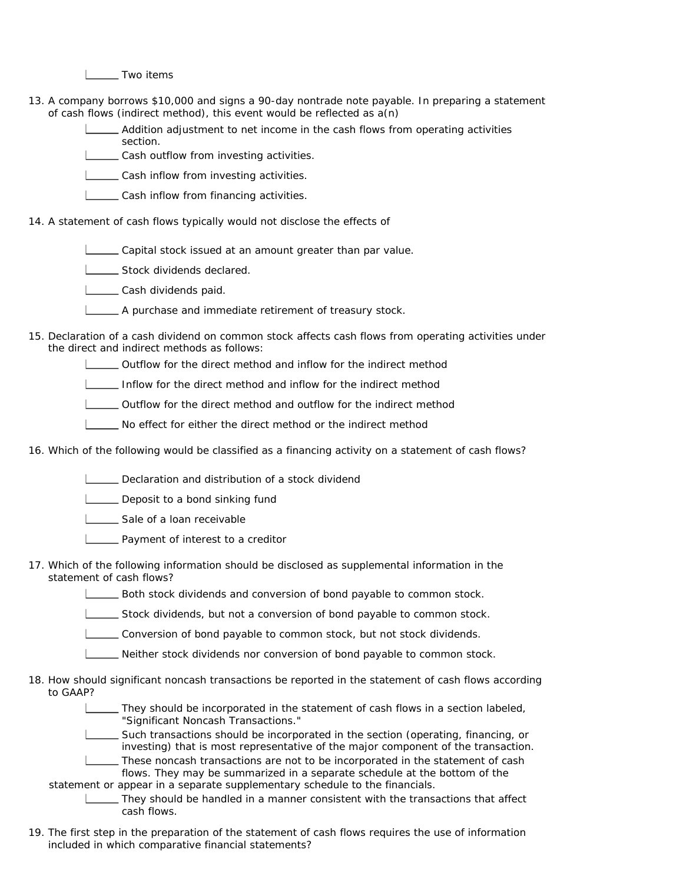- ______ Two items

13. A company borrows $10,000 and signs a 90-day nontrade note payable. In preparing a statement of cash flows (indirect method), this event would be reflected as a(n)
    - ______ Addition adjustment to net income in the cash flows from operating activities section.
    - ______ Cash outflow from investing activities.
    - ______ Cash inflow from investing activities.
    - ______ Cash inflow from financing activities.

14. A statement of cash flows typically would not disclose the effects of
    - ______ Capital stock issued at an amount greater than par value.
    - ______ Stock dividends declared.
    - ______ Cash dividends paid.
    - ______ A purchase and immediate retirement of treasury stock.

15. Declaration of a cash dividend on common stock affects cash flows from operating activities under the direct and indirect methods as follows:
    - ______ Outflow for the direct method and inflow for the indirect method
    - ______ Inflow for the direct method and inflow for the indirect method
    - ______ Outflow for the direct method and outflow for the indirect method
    - ______ No effect for either the direct method or the indirect method

16. Which of the following would be classified as a financing activity on a statement of cash flows?
    - ______ Declaration and distribution of a stock dividend
    - ______ Deposit to a bond sinking fund
    - ______ Sale of a loan receivable
    - ______ Payment of interest to a creditor

17. Which of the following information should be disclosed as supplemental information in the statement of cash flows?
    - ______ Both stock dividends and conversion of bond payable to common stock.
    - ______ Stock dividends, but not a conversion of bond payable to common stock.
    - ______ Conversion of bond payable to common stock, but not stock dividends.
    - ______ Neither stock dividends nor conversion of bond payable to common stock.

18. How should significant noncash transactions be reported in the statement of cash flows according to GAAP?
    - ______ They should be incorporated in the statement of cash flows in a section labeled, "Significant Noncash Transactions."
    - ______ Such transactions should be incorporated in the section (operating, financing, or investing) that is most representative of the major component of the transaction.
    - ______ These noncash transactions are not to be incorporated in the statement of cash flows. They may be summarized in a separate schedule at the bottom of the statement or appear in a separate supplementary schedule to the financials.
    - ______ They should be handled in a manner consistent with the transactions that affect cash flows.

19. The first step in the preparation of the statement of cash flows requires the use of information included in which comparative financial statements?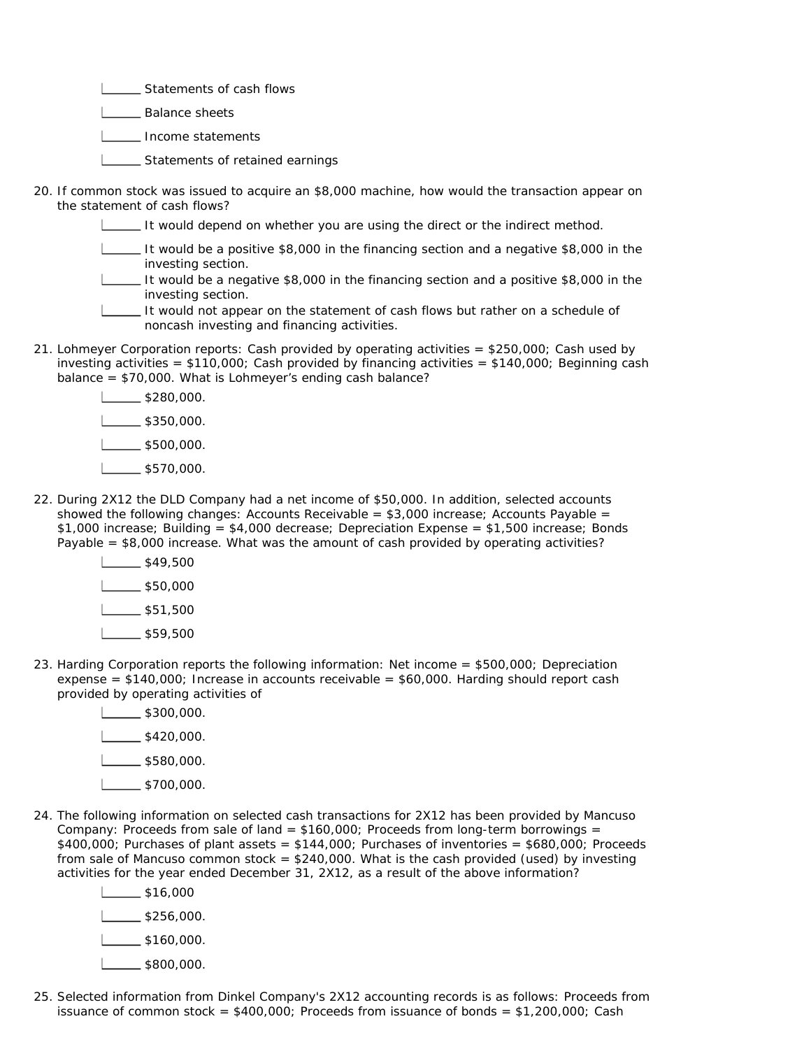- ______ Statements of cash flows
- ______ Balance sheets
- ______ Income statements
- ______ Statements of retained earnings

20. If common stock was issued to acquire an $8,000 machine, how would the transaction appear on the statement of cash flows?
    - ______ It would depend on whether you are using the direct or the indirect method.
    - ______ It would be a positive $8,000 in the financing section and a negative $8,000 in the investing section.
    - ______ It would be a negative $8,000 in the financing section and a positive $8,000 in the investing section.
    - ______ It would not appear on the statement of cash flows but rather on a schedule of noncash investing and financing activities.

21. Lohmeyer Corporation reports: Cash provided by operating activities = $250,000; Cash used by investing activities = $110,000; Cash provided by financing activities = $140,000; Beginning cash balance = $70,000. What is Lohmeyer's ending cash balance?
    - ______ $280,000.
    - ______ $350,000.
    - ______ $500,000.
    - ______ $570,000.

22. During 2X12 the DLD Company had a net income of $50,000. In addition, selected accounts showed the following changes: Accounts Receivable = $3,000 increase; Accounts Payable = $1,000 increase; Building = $4,000 decrease; Depreciation Expense = $1,500 increase; Bonds Payable = $8,000 increase. What was the amount of cash provided by operating activities?
    - ______ $49,500
    - ______ $50,000
    - ______ $51,500
    - ______ $59,500

23. Harding Corporation reports the following information: Net income = $500,000; Depreciation expense = $140,000; Increase in accounts receivable = $60,000. Harding should report cash provided by operating activities of
    - ______ $300,000.
    - ______ $420,000.
    - ______ $580,000.
    - ______ $700,000.

24. The following information on selected cash transactions for 2X12 has been provided by Mancuso Company: Proceeds from sale of land = $160,000; Proceeds from long-term borrowings = $400,000; Purchases of plant assets = $144,000; Purchases of inventories = $680,000; Proceeds from sale of Mancuso common stock = $240,000. What is the cash provided (used) by investing activities for the year ended December 31, 2X12, as a result of the above information?
    - ______ $16,000
    - ______ $256,000.
    - ______ $160,000.
    - ______ $800,000.

25. Selected information from Dinkel Company's 2X12 accounting records is as follows: Proceeds from issuance of common stock = $400,000; Proceeds from issuance of bonds = $1,200,000; Cash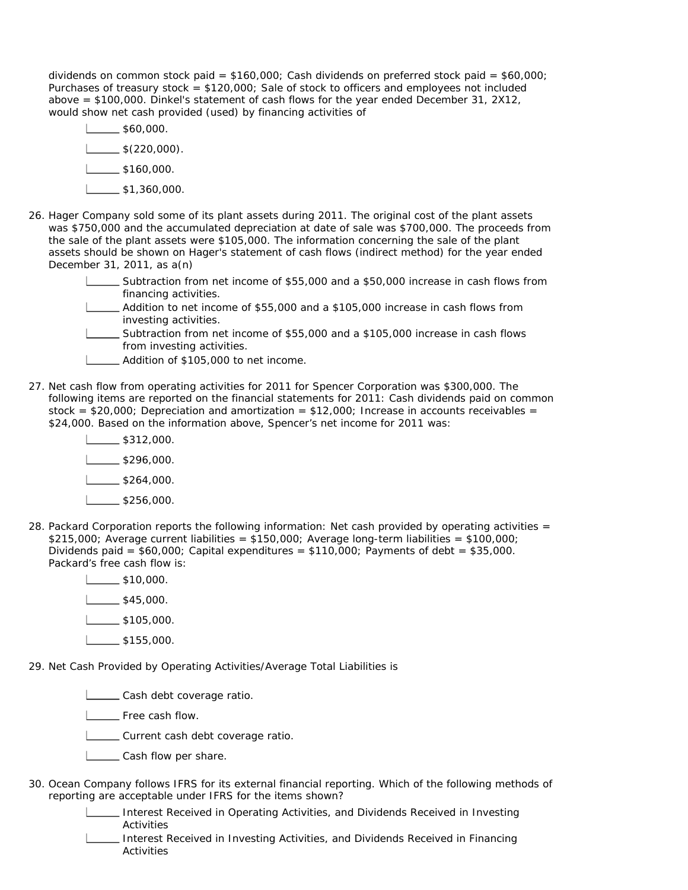dividends on common stock paid = $160,000; Cash dividends on preferred stock paid = $60,000; Purchases of treasury stock = $120,000; Sale of stock to officers and employees not included above = $100,000. Dinkel's statement of cash flows for the year ended December 31, 2X12, would show net cash provided (used) by financing activities of

- ______ $60,000.
- ______ $(220,000).
- ______ $160,000.
- ______ $1,360,000.

26. Hager Company sold some of its plant assets during 2011. The original cost of the plant assets was $750,000 and the accumulated depreciation at date of sale was $700,000. The proceeds from the sale of the plant assets were $105,000. The information concerning the sale of the plant assets should be shown on Hager's statement of cash flows (indirect method) for the year ended December 31, 2011, as a(n)

    - ______ Subtraction from net income of $55,000 and a $50,000 increase in cash flows from financing activities.
    - ______ Addition to net income of $55,000 and a $105,000 increase in cash flows from investing activities.
    - ______ Subtraction from net income of $55,000 and a $105,000 increase in cash flows from investing activities.
    - ______ Addition of $105,000 to net income.

27. Net cash flow from operating activities for 2011 for Spencer Corporation was $300,000. The following items are reported on the financial statements for 2011: Cash dividends paid on common stock = $20,000; Depreciation and amortization = $12,000; Increase in accounts receivables = $24,000. Based on the information above, Spencer's net income for 2011 was:

    - ______ $312,000.
    - ______ $296,000.
    - ______ $264,000.
    - ______ $256,000.

28. Packard Corporation reports the following information: Net cash provided by operating activities = $215,000; Average current liabilities = $150,000; Average long-term liabilities = $100,000; Dividends paid = $60,000; Capital expenditures = $110,000; Payments of debt = $35,000. Packard's free cash flow is:

    - ______ $10,000.
    - ______ $45,000.
    - ______ $105,000.
    - ______ $155,000.

29. Net Cash Provided by Operating Activities/Average Total Liabilities is

    - ______ Cash debt coverage ratio.
    - ______ Free cash flow.
    - ______ Current cash debt coverage ratio.
    - ______ Cash flow per share.

30. Ocean Company follows IFRS for its external financial reporting. Which of the following methods of reporting are acceptable under IFRS for the items shown?

    - ______ Interest Received in Operating Activities, and Dividends Received in Investing Activities
    - ______ Interest Received in Investing Activities, and Dividends Received in Financing Activities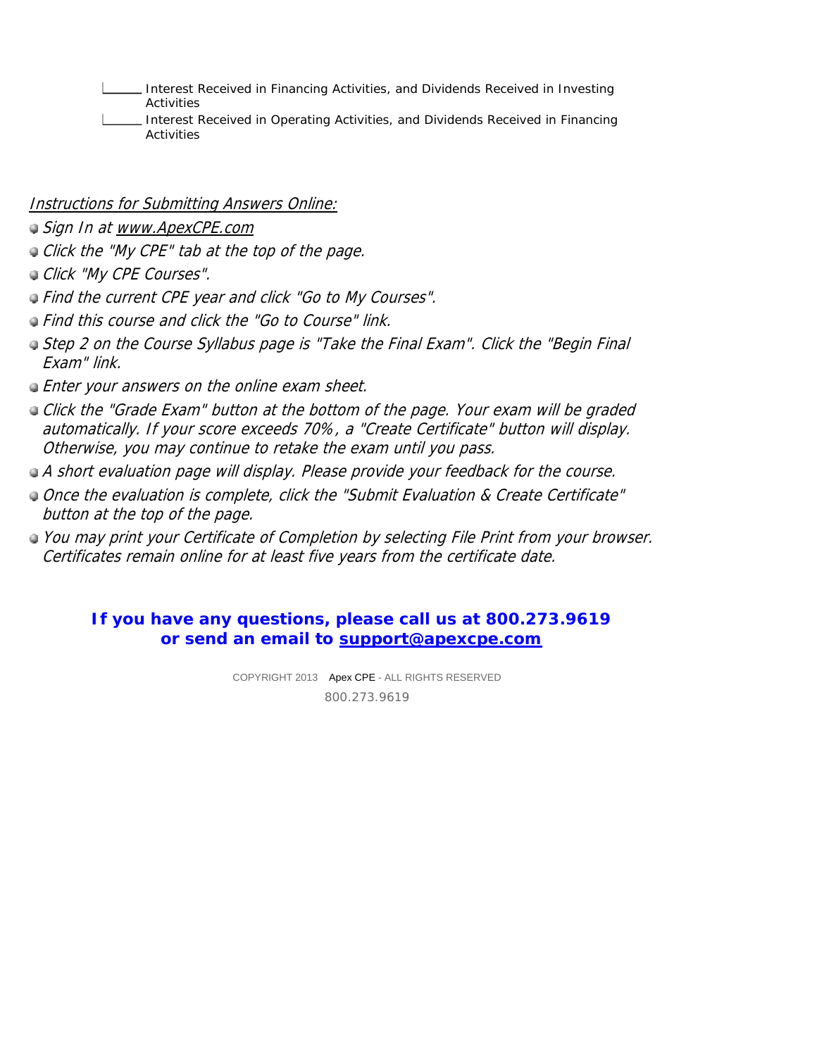- [ ] Interest Received in Financing Activities, and Dividends Received in Investing Activities
- [ ] Interest Received in Operating Activities, and Dividends Received in Financing Activities

*Instructions for Submitting Answers Online:*

- *Sign In at www.ApexCPE.com*
- *Click the "My CPE" tab at the top of the page.*
- *Click "My CPE Courses".*
- *Find the current CPE year and click "Go to My Courses".*
- *Find this course and click the "Go to Course" link.*
- *Step 2 on the Course Syllabus page is "Take the Final Exam". Click the "Begin Final Exam" link.*
- *Enter your answers on the online exam sheet.*
- *Click the "Grade Exam" button at the bottom of the page. Your exam will be graded automatically. If your score exceeds 70%, a "Create Certificate" button will display. Otherwise, you may continue to retake the exam until you pass.*
- *A short evaluation page will display. Please provide your feedback for the course.*
- *Once the evaluation is complete, click the "Submit Evaluation & Create Certificate" button at the top of the page.*
- *You may print your Certificate of Completion by selecting File Print from your browser. Certificates remain online for at least five years from the certificate date.*

**If you have any questions, please call us at 800.273.9619 or send an email to support@apexcpe.com**

COPYRIGHT 2013 Apex CPE - ALL RIGHTS RESERVED

800.273.9619